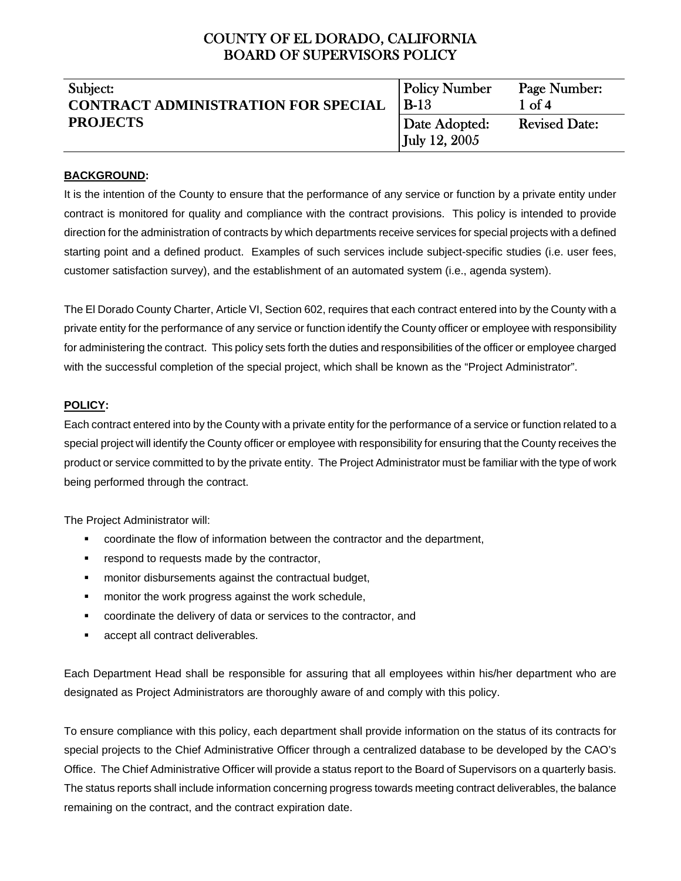# COUNTY OF EL DORADO, CALIFORNIA
## BOARD OF SUPERVISORS POLICY

| Subject: **CONTRACT ADMINISTRATION FOR SPECIAL PROJECTS** | Policy Number B-13 | Page Number: 1 of 4 |
|---|---|---|
| | Date Adopted: July 12, 2005 | Revised Date: |

**BACKGROUND:**

It is the intention of the County to ensure that the performance of any service or function by a private entity under contract is monitored for quality and compliance with the contract provisions. This policy is intended to provide direction for the administration of contracts by which departments receive services for special projects with a defined starting point and a defined product. Examples of such services include subject-specific studies (i.e. user fees, customer satisfaction survey), and the establishment of an automated system (i.e., agenda system).

The El Dorado County Charter, Article VI, Section 602, requires that each contract entered into by the County with a private entity for the performance of any service or function identify the County officer or employee with responsibility for administering the contract. This policy sets forth the duties and responsibilities of the officer or employee charged with the successful completion of the special project, which shall be known as the "Project Administrator".

**POLICY:**

Each contract entered into by the County with a private entity for the performance of a service or function related to a special project will identify the County officer or employee with responsibility for ensuring that the County receives the product or service committed to by the private entity. The Project Administrator must be familiar with the type of work being performed through the contract.

The Project Administrator will:

- coordinate the flow of information between the contractor and the department,
- respond to requests made by the contractor,
- monitor disbursements against the contractual budget,
- monitor the work progress against the work schedule,
- coordinate the delivery of data or services to the contractor, and
- accept all contract deliverables.

Each Department Head shall be responsible for assuring that all employees within his/her department who are designated as Project Administrators are thoroughly aware of and comply with this policy.

To ensure compliance with this policy, each department shall provide information on the status of its contracts for special projects to the Chief Administrative Officer through a centralized database to be developed by the CAO's Office. The Chief Administrative Officer will provide a status report to the Board of Supervisors on a quarterly basis. The status reports shall include information concerning progress towards meeting contract deliverables, the balance remaining on the contract, and the contract expiration date.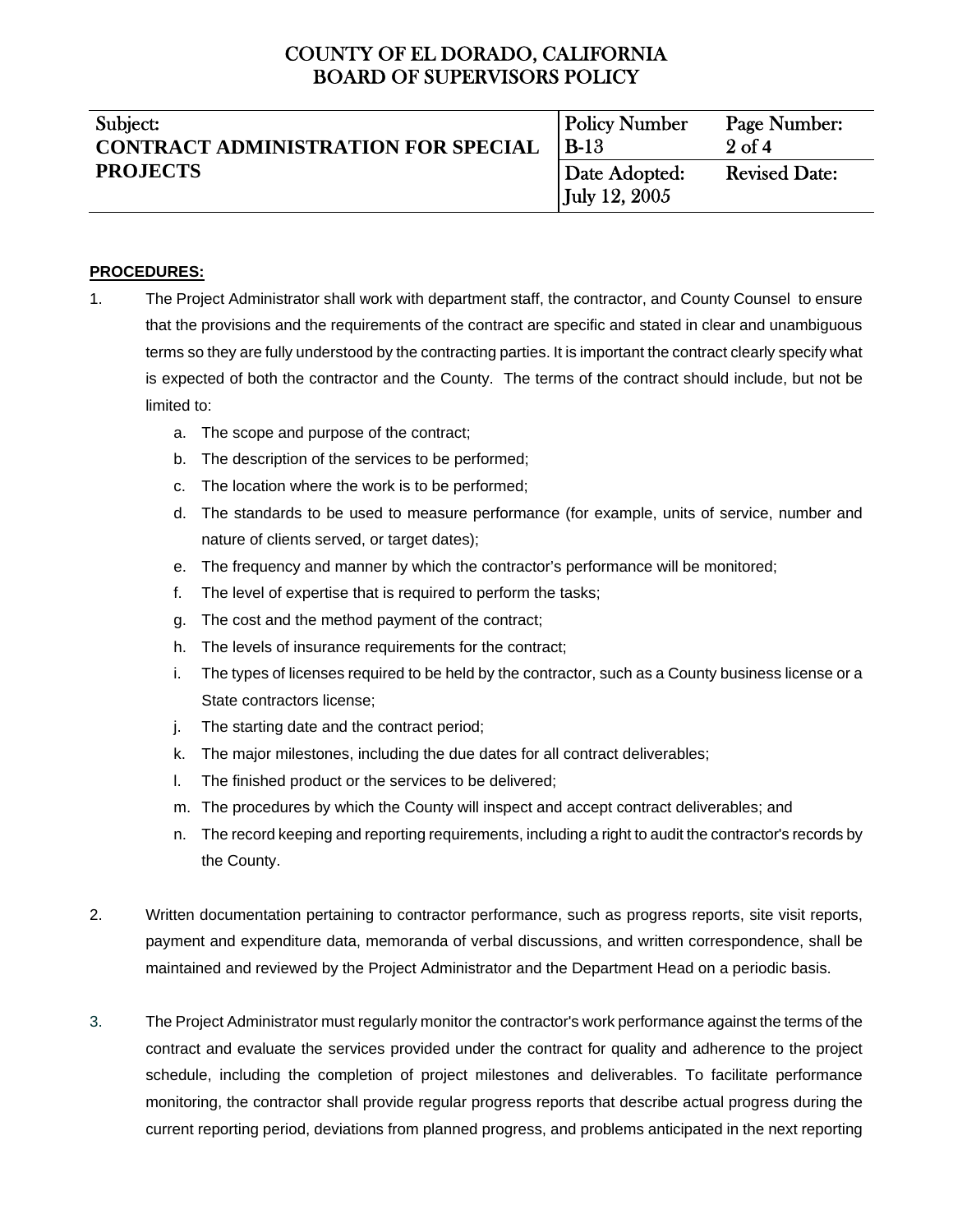**PROCEDURES:**

1. The Project Administrator shall work with department staff, the contractor, and County Counsel to ensure that the provisions and the requirements of the contract are specific and stated in clear and unambiguous terms so they are fully understood by the contracting parties. It is important the contract clearly specify what is expected of both the contractor and the County. The terms of the contract should include, but not be limited to:
   a. The scope and purpose of the contract;
   b. The description of the services to be performed;
   c. The location where the work is to be performed;
   d. The standards to be used to measure performance (for example, units of service, number and nature of clients served, or target dates);
   e. The frequency and manner by which the contractor's performance will be monitored;
   f. The level of expertise that is required to perform the tasks;
   g. The cost and the method payment of the contract;
   h. The levels of insurance requirements for the contract;
   i. The types of licenses required to be held by the contractor, such as a County business license or a State contractors license;
   j. The starting date and the contract period;
   k. The major milestones, including the due dates for all contract deliverables;
   l. The finished product or the services to be delivered;
   m. The procedures by which the County will inspect and accept contract deliverables; and
   n. The record keeping and reporting requirements, including a right to audit the contractor's records by the County.

2. Written documentation pertaining to contractor performance, such as progress reports, site visit reports, payment and expenditure data, memoranda of verbal discussions, and written correspondence, shall be maintained and reviewed by the Project Administrator and the Department Head on a periodic basis.

3. The Project Administrator must regularly monitor the contractor's work performance against the terms of the contract and evaluate the services provided under the contract for quality and adherence to the project schedule, including the completion of project milestones and deliverables. To facilitate performance monitoring, the contractor shall provide regular progress reports that describe actual progress during the current reporting period, deviations from planned progress, and problems anticipated in the next reporting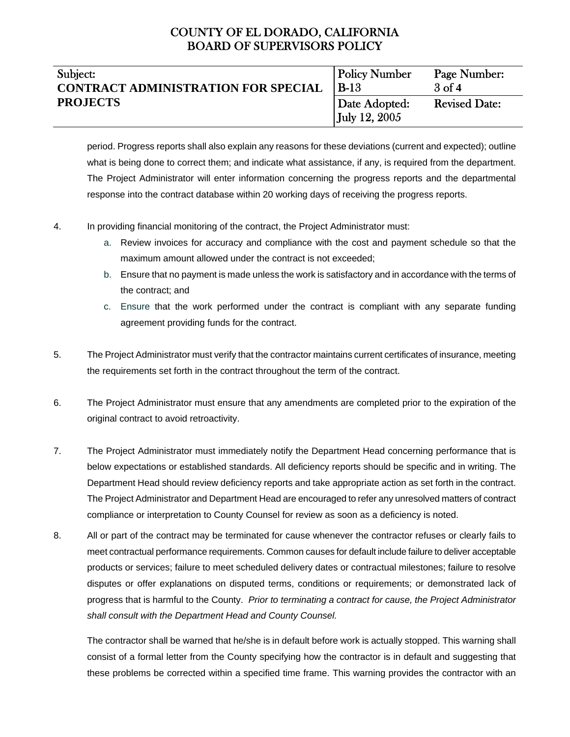period. Progress reports shall also explain any reasons for these deviations (current and expected); outline what is being done to correct them; and indicate what assistance, if any, is required from the department. The Project Administrator will enter information concerning the progress reports and the departmental response into the contract database within 20 working days of receiving the progress reports.

4. In providing financial monitoring of the contract, the Project Administrator must:
   a. Review invoices for accuracy and compliance with the cost and payment schedule so that the maximum amount allowed under the contract is not exceeded;
   b. Ensure that no payment is made unless the work is satisfactory and in accordance with the terms of the contract; and
   c. Ensure that the work performed under the contract is compliant with any separate funding agreement providing funds for the contract.

5. The Project Administrator must verify that the contractor maintains current certificates of insurance, meeting the requirements set forth in the contract throughout the term of the contract.

6. The Project Administrator must ensure that any amendments are completed prior to the expiration of the original contract to avoid retroactivity.

7. The Project Administrator must immediately notify the Department Head concerning performance that is below expectations or established standards. All deficiency reports should be specific and in writing. The Department Head should review deficiency reports and take appropriate action as set forth in the contract. The Project Administrator and Department Head are encouraged to refer any unresolved matters of contract compliance or interpretation to County Counsel for review as soon as a deficiency is noted.

8. All or part of the contract may be terminated for cause whenever the contractor refuses or clearly fails to meet contractual performance requirements. Common causes for default include failure to deliver acceptable products or services; failure to meet scheduled delivery dates or contractual milestones; failure to resolve disputes or offer explanations on disputed terms, conditions or requirements; or demonstrated lack of progress that is harmful to the County. *Prior to terminating a contract for cause, the Project Administrator shall consult with the Department Head and County Counsel.*

   The contractor shall be warned that he/she is in default before work is actually stopped. This warning shall consist of a formal letter from the County specifying how the contractor is in default and suggesting that these problems be corrected within a specified time frame. This warning provides the contractor with an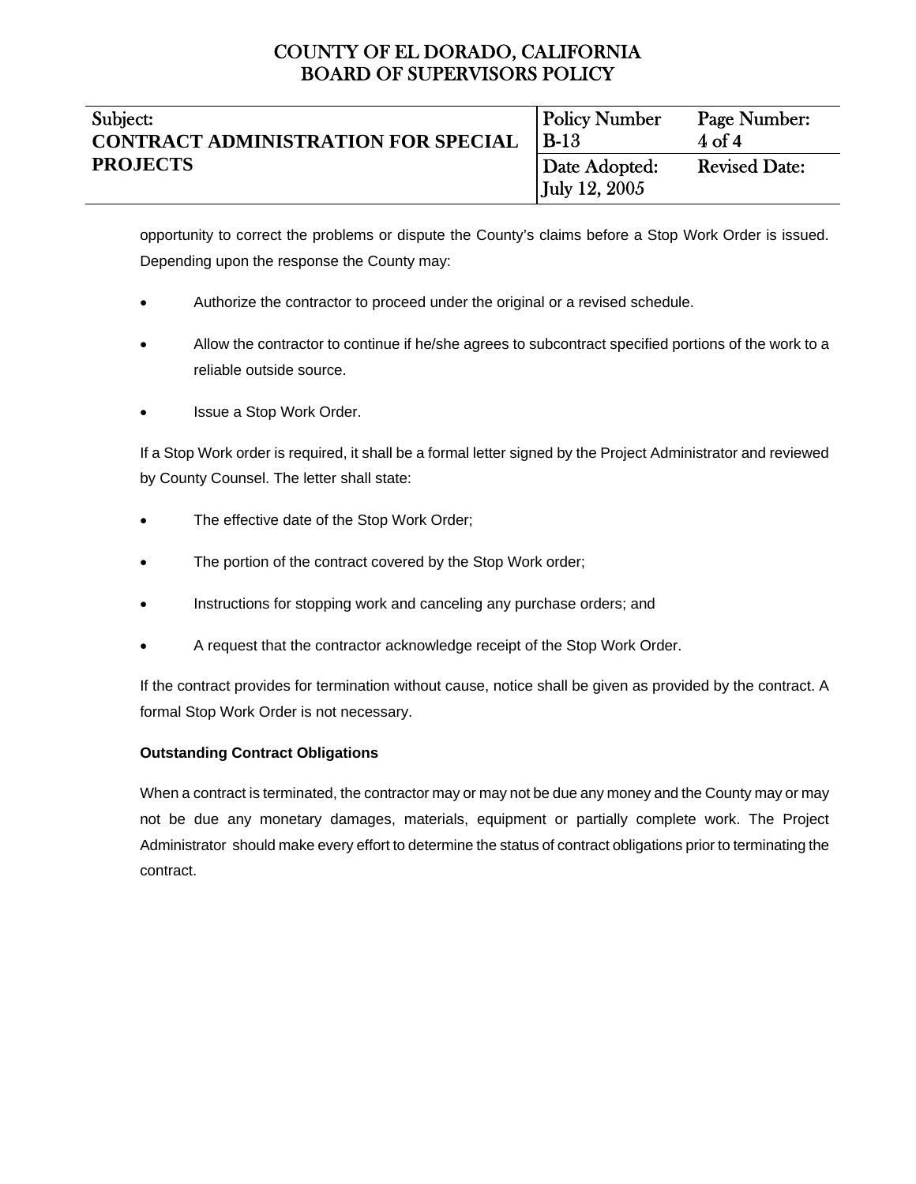opportunity to correct the problems or dispute the County's claims before a Stop Work Order is issued. Depending upon the response the County may:

- Authorize the contractor to proceed under the original or a revised schedule.
- Allow the contractor to continue if he/she agrees to subcontract specified portions of the work to a reliable outside source.
- Issue a Stop Work Order.

If a Stop Work order is required, it shall be a formal letter signed by the Project Administrator and reviewed by County Counsel. The letter shall state:

- The effective date of the Stop Work Order;
- The portion of the contract covered by the Stop Work order;
- Instructions for stopping work and canceling any purchase orders; and
- A request that the contractor acknowledge receipt of the Stop Work Order.

If the contract provides for termination without cause, notice shall be given as provided by the contract. A formal Stop Work Order is not necessary.

**Outstanding Contract Obligations**

When a contract is terminated, the contractor may or may not be due any money and the County may or may not be due any monetary damages, materials, equipment or partially complete work. The Project Administrator should make every effort to determine the status of contract obligations prior to terminating the contract.